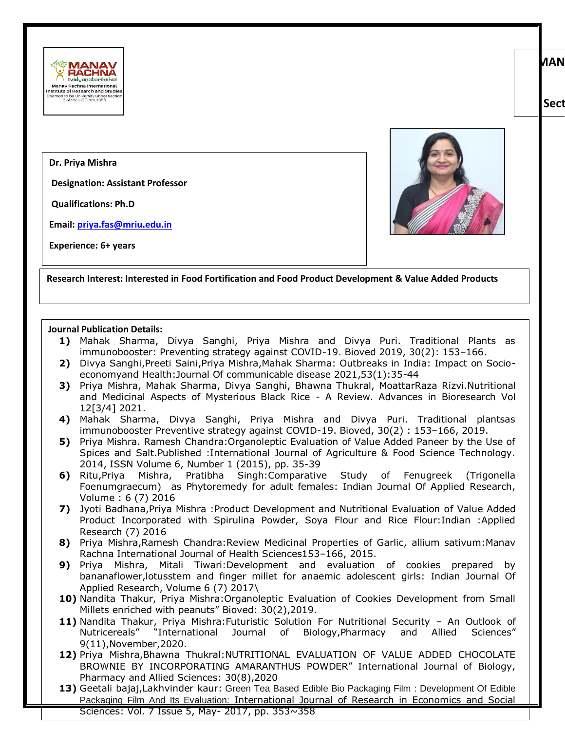Manav Rachna International Institute of Research and Studies
Deemed to be University under section 3 of the UGC Act, 1956

**Dr. Priya Mishra**

**Designation: Assistant Professor**

**Qualifications: Ph.D**

**Email: priya.fas@mriu.edu.in**

**Experience: 6+ years**

**Research Interest: Interested in Food Fortification and Food Product Development & Value Added Products**

**Journal Publication Details:**

1) Mahak Sharma, Divya Sanghi, Priya Mishra and Divya Puri. Traditional Plants as immunobooster: Preventing strategy against COVID-19. Bioved 2019, 30(2): 153–166.
2) Divya Sanghi,Preeti Saini,Priya Mishra,Mahak Sharma: Outbreaks in India: Impact on Socio-economyand Health:Journal Of communicable disease 2021,53(1):35-44
3) Priya Mishra, Mahak Sharma, Divya Sanghi, Bhawna Thukral, MoattarRaza Rizvi.Nutritional and Medicinal Aspects of Mysterious Black Rice - A Review. Advances in Bioresearch Vol 12[3/4] 2021.
4) Mahak Sharma, Divya Sanghi, Priya Mishra and Divya Puri. Traditional plantsas immunobooster Preventive strategy against COVID-19. Bioved, 30(2) : 153–166, 2019.
5) Priya Mishra. Ramesh Chandra:Organoleptic Evaluation of Value Added Paneer by the Use of Spices and Salt.Published :International Journal of Agriculture & Food Science Technology. 2014, ISSN Volume 6, Number 1 (2015), pp. 35-39
6) Ritu,Priya Mishra, Pratibha Singh:Comparative Study of Fenugreek (Trigonella Foenumgraecum) as Phytoremedy for adult females: Indian Journal Of Applied Research, Volume : 6 (7) 2016
7) Jyoti Badhana,Priya Mishra :Product Development and Nutritional Evaluation of Value Added Product Incorporated with Spirulina Powder, Soya Flour and Rice Flour:Indian :Applied Research (7) 2016
8) Priya Mishra,Ramesh Chandra:Review Medicinal Properties of Garlic, allium sativum:Manav Rachna International Journal of Health Sciences153–166, 2015.
9) Priya Mishra, Mitali Tiwari:Development and evaluation of cookies prepared by bananaflower,lotusstem and finger millet for anaemic adolescent girls: Indian Journal Of Applied Research, Volume 6 (7) 2017\
10) Nandita Thakur, Priya Mishra:Organoleptic Evaluation of Cookies Development from Small Millets enriched with peanuts" Bioved: 30(2),2019.
11) Nandita Thakur, Priya Mishra:Futuristic Solution For Nutritional Security – An Outlook of Nutricereals" "International Journal of Biology,Pharmacy and Allied Sciences" 9(11),November,2020.
12) Priya Mishra,Bhawna Thukral:NUTRITIONAL EVALUATION OF VALUE ADDED CHOCOLATE BROWNIE BY INCORPORATING AMARANTHUS POWDER" International Journal of Biology, Pharmacy and Allied Sciences: 30(8),2020
13) Geetali bajaj,Lakhvinder kaur: Green Tea Based Edible Bio Packaging Film : Development Of Edible Packaging Film And Its Evaluation: International Journal of Research in Economics and Social Sciences: Vol. 7 Issue 5, May- 2017, pp. 353~358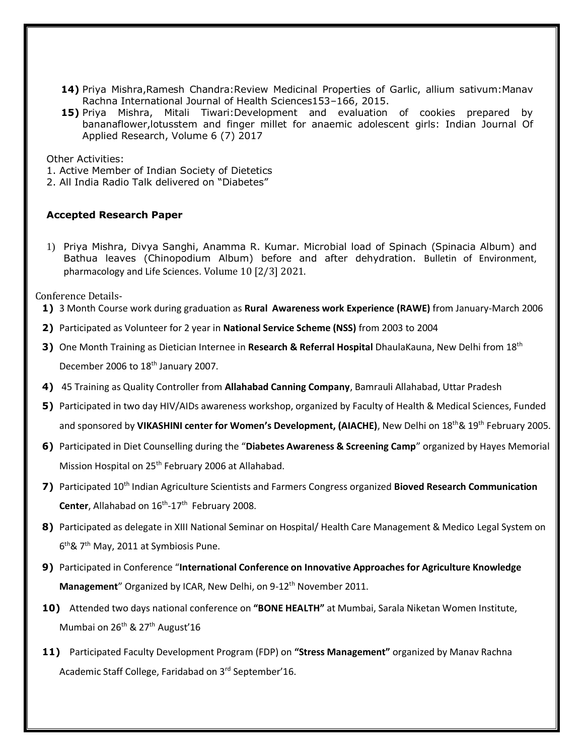14) Priya Mishra,Ramesh Chandra:Review Medicinal Properties of Garlic, allium sativum:Manav Rachna International Journal of Health Sciences153–166, 2015.

15) Priya Mishra, Mitali Tiwari:Development and evaluation of cookies prepared by bananaflower,lotusstem and finger millet for anaemic adolescent girls: Indian Journal Of Applied Research, Volume 6 (7) 2017

Other Activities:

1. Active Member of Indian Society of Dietetics
2. All India Radio Talk delivered on "Diabetes"

### Accepted Research Paper

1) Priya Mishra, Divya Sanghi, Anamma R. Kumar. Microbial load of Spinach (Spinacia Album) and Bathua leaves (Chinopodium Album) before and after dehydration. Bulletin of Environment, pharmacology and Life Sciences. Volume 10 [2/3] 2021.

Conference Details-

1) 3 Month Course work during graduation as **Rural Awareness work Experience (RAWE)** from January-March 2006
2) Participated as Volunteer for 2 year in **National Service Scheme (NSS)** from 2003 to 2004
3) One Month Training as Dietician Internee in **Research & Referral Hospital** DhaulaKauna, New Delhi from 18th December 2006 to 18th January 2007.
4) 45 Training as Quality Controller from **Allahabad Canning Company**, Bamrauli Allahabad, Uttar Pradesh
5) Participated in two day HIV/AIDs awareness workshop, organized by Faculty of Health & Medical Sciences, Funded and sponsored by **VIKASHINI center for Women's Development, (AIACHE)**, New Delhi on 18th& 19th February 2005.
6) Participated in Diet Counselling during the "**Diabetes Awareness & Screening Camp**" organized by Hayes Memorial Mission Hospital on 25th February 2006 at Allahabad.
7) Participated 10th Indian Agriculture Scientists and Farmers Congress organized **Bioved Research Communication Center**, Allahabad on 16th-17th February 2008.
8) Participated as delegate in XIII National Seminar on Hospital/ Health Care Management & Medico Legal System on 6th& 7th May, 2011 at Symbiosis Pune.
9) Participated in Conference "**International Conference on Innovative Approaches for Agriculture Knowledge Management**" Organized by ICAR, New Delhi, on 9-12th November 2011.
10) Attended two days national conference on **"BONE HEALTH"** at Mumbai, Sarala Niketan Women Institute, Mumbai on 26th & 27th August'16
11) Participated Faculty Development Program (FDP) on **"Stress Management"** organized by Manav Rachna Academic Staff College, Faridabad on 3rd September'16.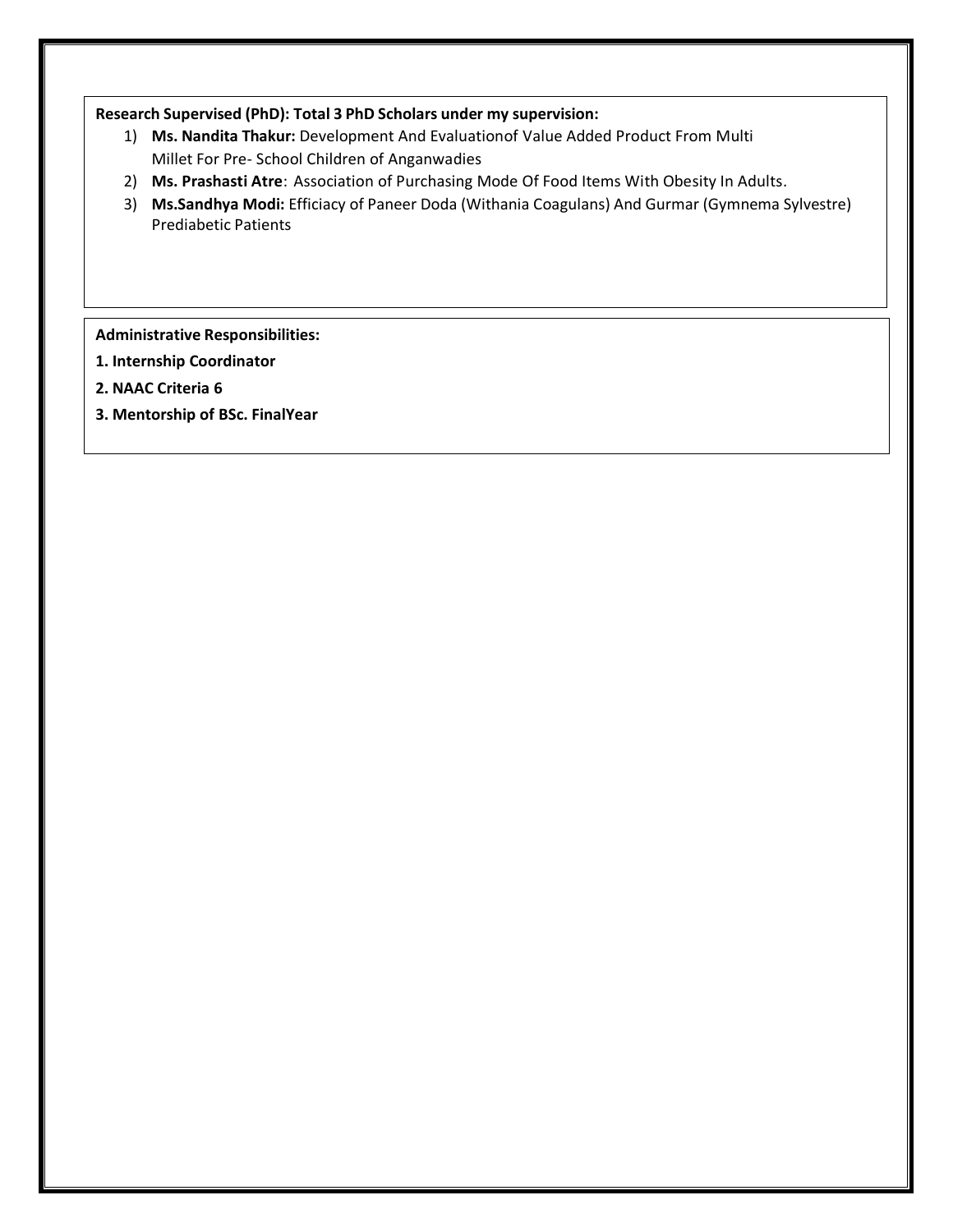**Research Supervised (PhD): Total 3 PhD Scholars under my supervision:**

1) **Ms. Nandita Thakur:** Development And Evaluationof Value Added Product From Multi Millet For Pre- School Children of Anganwadies
2) **Ms. Prashasti Atre**: Association of Purchasing Mode Of Food Items With Obesity In Adults.
3) **Ms.Sandhya Modi:** Efficiacy of Paneer Doda (Withania Coagulans) And Gurmar (Gymnema Sylvestre) Prediabetic Patients

**Administrative Responsibilities:**

**1. Internship Coordinator**

**2. NAAC Criteria 6**

**3. Mentorship of BSc. FinalYear**